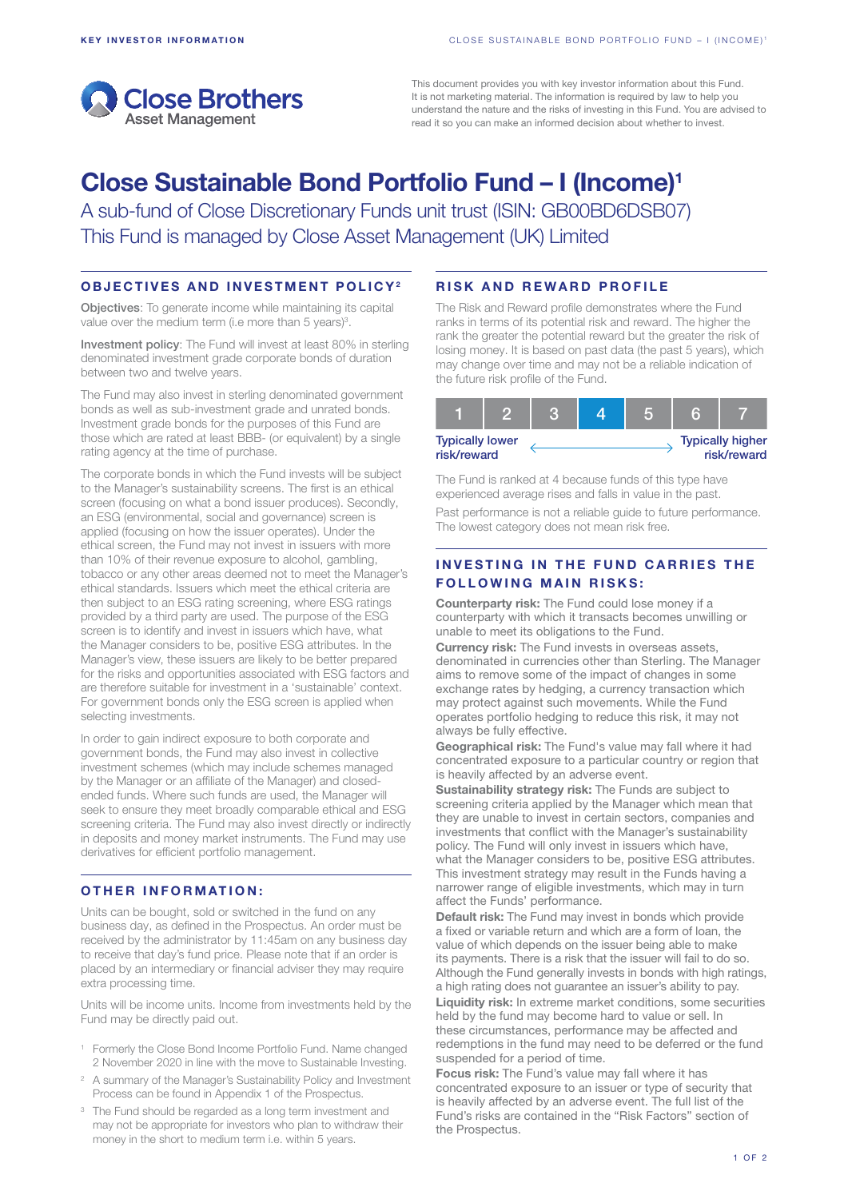Close Brothers Asset Management

This document provides you with key investor information about this Fund. It is not marketing material. The information is required by law to help you understand the nature and the risks of investing in this Fund. You are advised to read it so you can make an informed decision about whether to invest.

# Close Sustainable Bond Portfolio Fund – I (Income)[1]

A sub-fund of Close Discretionary Funds unit trust (ISIN: GB00BD6DSB07)
This Fund is managed by Close Asset Management (UK) Limited

## OBJECTIVES AND INVESTMENT POLICY[2]

**Objectives**: To generate income while maintaining its capital value over the medium term (i.e more than 5 years)[3].

**Investment policy**: The Fund will invest at least 80% in sterling denominated investment grade corporate bonds of duration between two and twelve years.

The Fund may also invest in sterling denominated government bonds as well as sub-investment grade and unrated bonds. Investment grade bonds for the purposes of this Fund are those which are rated at least BBB- (or equivalent) by a single rating agency at the time of purchase.

The corporate bonds in which the Fund invests will be subject to the Manager's sustainability screens. The first is an ethical screen (focusing on what a bond issuer produces). Secondly, an ESG (environmental, social and governance) screen is applied (focusing on how the issuer operates). Under the ethical screen, the Fund may not invest in issuers with more than 10% of their revenue exposure to alcohol, gambling, tobacco or any other areas deemed not to meet the Manager's ethical standards. Issuers which meet the ethical criteria are then subject to an ESG rating screening, where ESG ratings provided by a third party are used. The purpose of the ESG screen is to identify and invest in issuers which have, what the Manager considers to be, positive ESG attributes. In the Manager's view, these issuers are likely to be better prepared for the risks and opportunities associated with ESG factors and are therefore suitable for investment in a 'sustainable' context. For government bonds only the ESG screen is applied when selecting investments.

In order to gain indirect exposure to both corporate and government bonds, the Fund may also invest in collective investment schemes (which may include schemes managed by the Manager or an affiliate of the Manager) and closed-ended funds. Where such funds are used, the Manager will seek to ensure they meet broadly comparable ethical and ESG screening criteria. The Fund may also invest directly or indirectly in deposits and money market instruments. The Fund may use derivatives for efficient portfolio management.

## OTHER INFORMATION:

Units can be bought, sold or switched in the fund on any business day, as defined in the Prospectus. An order must be received by the administrator by 11:45am on any business day to receive that day's fund price. Please note that if an order is placed by an intermediary or financial adviser they may require extra processing time.

Units will be income units. Income from investments held by the Fund may be directly paid out.

[1] Formerly the Close Bond Income Portfolio Fund. Name changed 2 November 2020 in line with the move to Sustainable Investing.

[2] A summary of the Manager's Sustainability Policy and Investment Process can be found in Appendix 1 of the Prospectus.

[3] The Fund should be regarded as a long term investment and may not be appropriate for investors who plan to withdraw their money in the short to medium term i.e. within 5 years.

## RISK AND REWARD PROFILE

The Risk and Reward profile demonstrates where the Fund ranks in terms of its potential risk and reward. The higher the rank the greater the potential reward but the greater the risk of losing money. It is based on past data (the past 5 years), which may change over time and may not be a reliable indication of the future risk profile of the Fund.

| 1 | 2 | 3 | **4** | 5 | 6 | 7 |
|---|---|---|---|---|---|---|

Typically lower risk/reward ← → Typically higher risk/reward

The Fund is ranked at 4 because funds of this type have experienced average rises and falls in value in the past.

Past performance is not a reliable guide to future performance. The lowest category does not mean risk free.

## INVESTING IN THE FUND CARRIES THE FOLLOWING MAIN RISKS:

**Counterparty risk:** The Fund could lose money if a counterparty with which it transacts becomes unwilling or unable to meet its obligations to the Fund.

**Currency risk:** The Fund invests in overseas assets, denominated in currencies other than Sterling. The Manager aims to remove some of the impact of changes in some exchange rates by hedging, a currency transaction which may protect against such movements. While the Fund operates portfolio hedging to reduce this risk, it may not always be fully effective.

**Geographical risk:** The Fund's value may fall where it had concentrated exposure to a particular country or region that is heavily affected by an adverse event.

**Sustainability strategy risk:** The Funds are subject to screening criteria applied by the Manager which mean that they are unable to invest in certain sectors, companies and investments that conflict with the Manager's sustainability policy. The Fund will only invest in issuers which have, what the Manager considers to be, positive ESG attributes. This investment strategy may result in the Funds having a narrower range of eligible investments, which may in turn affect the Funds' performance.

**Default risk:** The Fund may invest in bonds which provide a fixed or variable return and which are a form of loan, the value of which depends on the issuer being able to make its payments. There is a risk that the issuer will fail to do so. Although the Fund generally invests in bonds with high ratings, a high rating does not guarantee an issuer's ability to pay.

**Liquidity risk:** In extreme market conditions, some securities held by the fund may become hard to value or sell. In these circumstances, performance may be affected and redemptions in the fund may need to be deferred or the fund suspended for a period of time.

**Focus risk:** The Fund's value may fall where it has concentrated exposure to an issuer or type of security that is heavily affected by an adverse event. The full list of the Fund's risks are contained in the "Risk Factors" section of the Prospectus.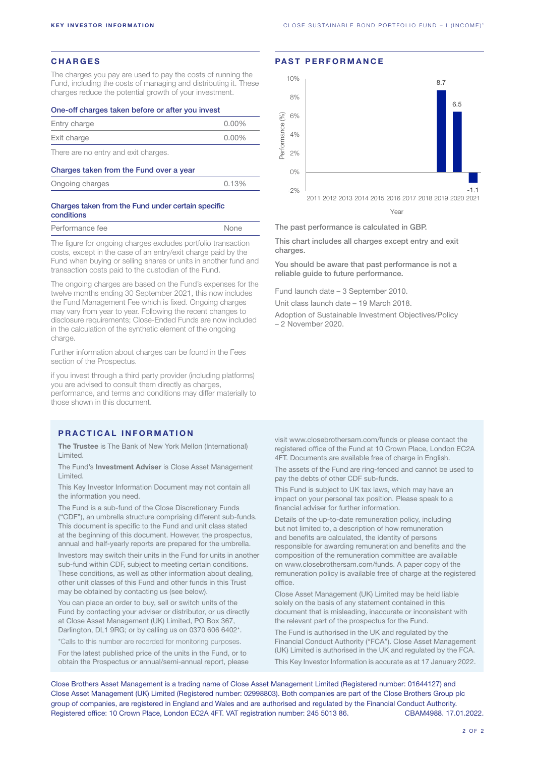## CHARGES

The charges you pay are used to pay the costs of running the Fund, including the costs of managing and distributing it. These charges reduce the potential growth of your investment.

| One-off charges taken before or after you invest | |
|---|---|
| Entry charge | 0.00% |
| Exit charge | 0.00% |

There are no entry and exit charges.

| Charges taken from the Fund over a year | |
|---|---|
| Ongoing charges | 0.13% |

| Charges taken from the Fund under certain specific conditions | |
|---|---|
| Performance fee | None |

The figure for ongoing charges excludes portfolio transaction costs, except in the case of an entry/exit charge paid by the Fund when buying or selling shares or units in another fund and transaction costs paid to the custodian of the Fund.

The ongoing charges are based on the Fund's expenses for the twelve months ending 30 September 2021, this now includes the Fund Management Fee which is fixed. Ongoing charges may vary from year to year. Following the recent changes to disclosure requirements; Close-Ended Funds are now included in the calculation of the synthetic element of the ongoing charge.

Further information about charges can be found in the Fees section of the Prospectus.

if you invest through a third party provider (including platforms) you are advised to consult them directly as charges, performance, and terms and conditions may differ materially to those shown in this document.

## PAST PERFORMANCE

10%
8%
6%
4%
2%
0%
-2%
Performance (%)
8.7
6.5
-1.1
2011 2012 2013 2014 2015 2016 2017 2018 2019 2020 2021
Year

The past performance is calculated in GBP.

This chart includes all charges except entry and exit charges.

You should be aware that past performance is not a reliable guide to future performance.

Fund launch date – 3 September 2010.

Unit class launch date – 19 March 2018.

Adoption of Sustainable Investment Objectives/Policy – 2 November 2020.

## PRACTICAL INFORMATION

**The Trustee** is The Bank of New York Mellon (International) Limited.

The Fund's **Investment Adviser** is Close Asset Management Limited.

This Key Investor Information Document may not contain all the information you need.

The Fund is a sub-fund of the Close Discretionary Funds ("CDF"), an umbrella structure comprising different sub-funds. This document is specific to the Fund and unit class stated at the beginning of this document. However, the prospectus, annual and half-yearly reports are prepared for the umbrella.

Investors may switch their units in the Fund for units in another sub-fund within CDF, subject to meeting certain conditions. These conditions, as well as other information about dealing, other unit classes of this Fund and other funds in this Trust may be obtained by contacting us (see below).

You can place an order to buy, sell or switch units of the Fund by contacting your adviser or distributor, or us directly at Close Asset Management (UK) Limited, PO Box 367, Darlington, DL1 9RG; or by calling us on 0370 606 6402*.

*Calls to this number are recorded for monitoring purposes.

For the latest published price of the units in the Fund, or to obtain the Prospectus or annual/semi-annual report, please visit www.closebrothersam.com/funds or please contact the registered office of the Fund at 10 Crown Place, London EC2A 4FT. Documents are available free of charge in English.

The assets of the Fund are ring-fenced and cannot be used to pay the debts of other CDF sub-funds.

This Fund is subject to UK tax laws, which may have an impact on your personal tax position. Please speak to a financial adviser for further information.

Details of the up-to-date remuneration policy, including but not limited to, a description of how remuneration and benefits are calculated, the identity of persons responsible for awarding remuneration and benefits and the composition of the remuneration committee are available on www.closebrothersam.com/funds. A paper copy of the remuneration policy is available free of charge at the registered office.

Close Asset Management (UK) Limited may be held liable solely on the basis of any statement contained in this document that is misleading, inaccurate or inconsistent with the relevant part of the prospectus for the Fund.

The Fund is authorised in the UK and regulated by the Financial Conduct Authority ("FCA"). Close Asset Management (UK) Limited is authorised in the UK and regulated by the FCA.

This Key Investor Information is accurate as at 17 January 2022.

Close Brothers Asset Management is a trading name of Close Asset Management Limited (Registered number: 01644127) and Close Asset Management (UK) Limited (Registered number: 02998803). Both companies are part of the Close Brothers Group plc group of companies, are registered in England and Wales and are authorised and regulated by the Financial Conduct Authority. Registered office: 10 Crown Place, London EC2A 4FT. VAT registration number: 245 5013 86. CBAM4988. 17.01.2022.